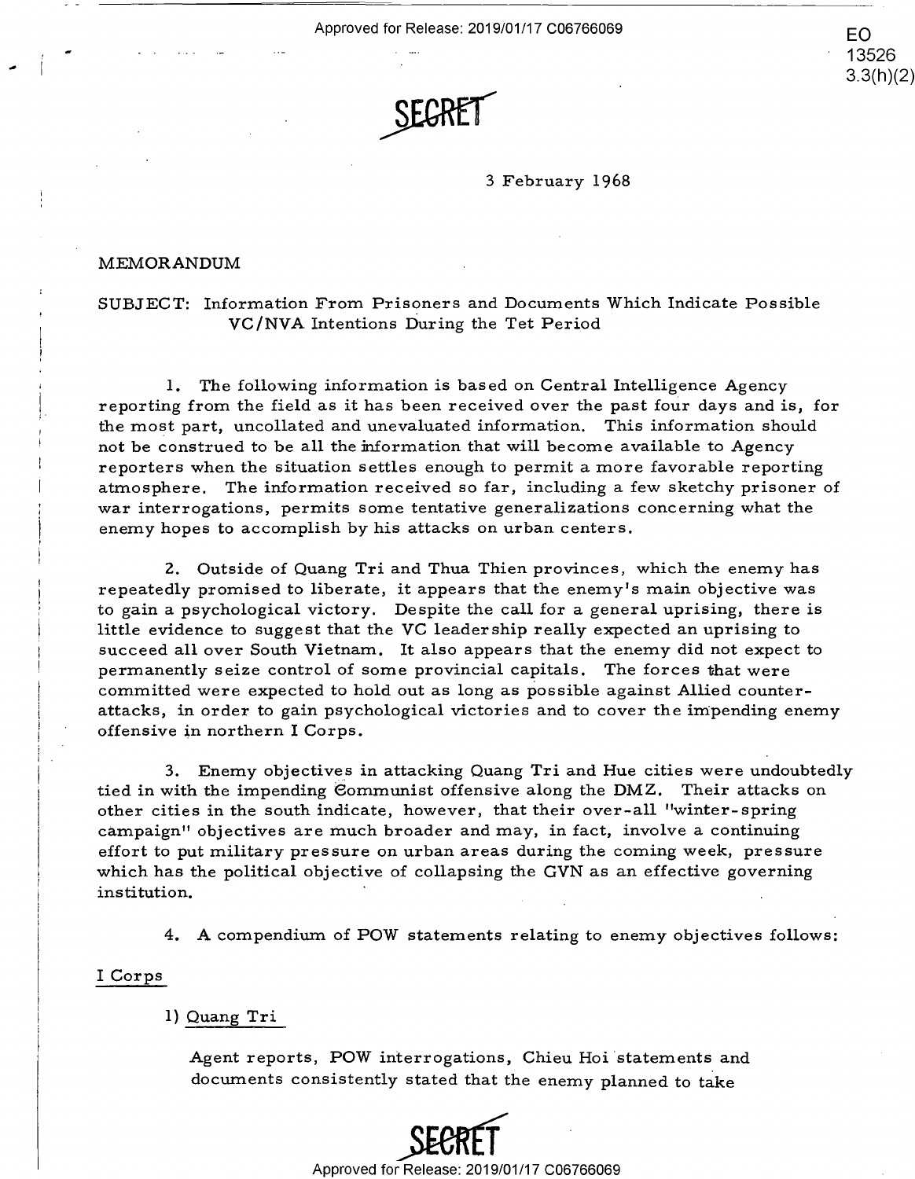SECRET

3 February 1968

MEMORANDUM

SUBJECT: Information From Prisoners and Documents Which Indicate Possible VC/NVA Intentions During the Tet Period

1. The following information is based on Central Intelligence Agency reporting from the field as it has been received over the past four days and is, for the most part, uncollated and unevaluated information. This information should not be construed to be all the information that will become available to Agency reporters when the situation settles enough to permit a more favorable reporting atmosphere. The information received so far, including a few sketchy prisoner of war interrogations, permits some tentative generalizations concerning what the enemy hopes to accomplish by his attacks on urban centers.

2. Outside of Quang Tri and Thua Thien provinces, which the enemy has repeatedly promised to liberate, it appears that the enemy's main objective was to gain a psychological victory. Despite the call for a general uprising, there is little evidence to suggest that the VC leadership really expected an uprising to succeed all over South Vietnam. It also appears that the enemy did not expect to permanently seize control of some provincial capitals. The forces that were committed were expected to hold out as long as possible against Allied counter-attacks, in order to gain psychological victories and to cover the impending enemy offensive in northern I Corps.

3. Enemy objectives in attacking Quang Tri and Hue cities were undoubtedly tied in with the impending Communist offensive along the DMZ. Their attacks on other cities in the south indicate, however, that their over-all "winter-spring campaign" objectives are much broader and may, in fact, involve a continuing effort to put military pressure on urban areas during the coming week, pressure which has the political objective of collapsing the GVN as an effective governing institution.

4. A compendium of POW statements relating to enemy objectives follows:

I Corps

1) Quang Tri

Agent reports, POW interrogations, Chieu Hoi statements and documents consistently stated that the enemy planned to take

SECRET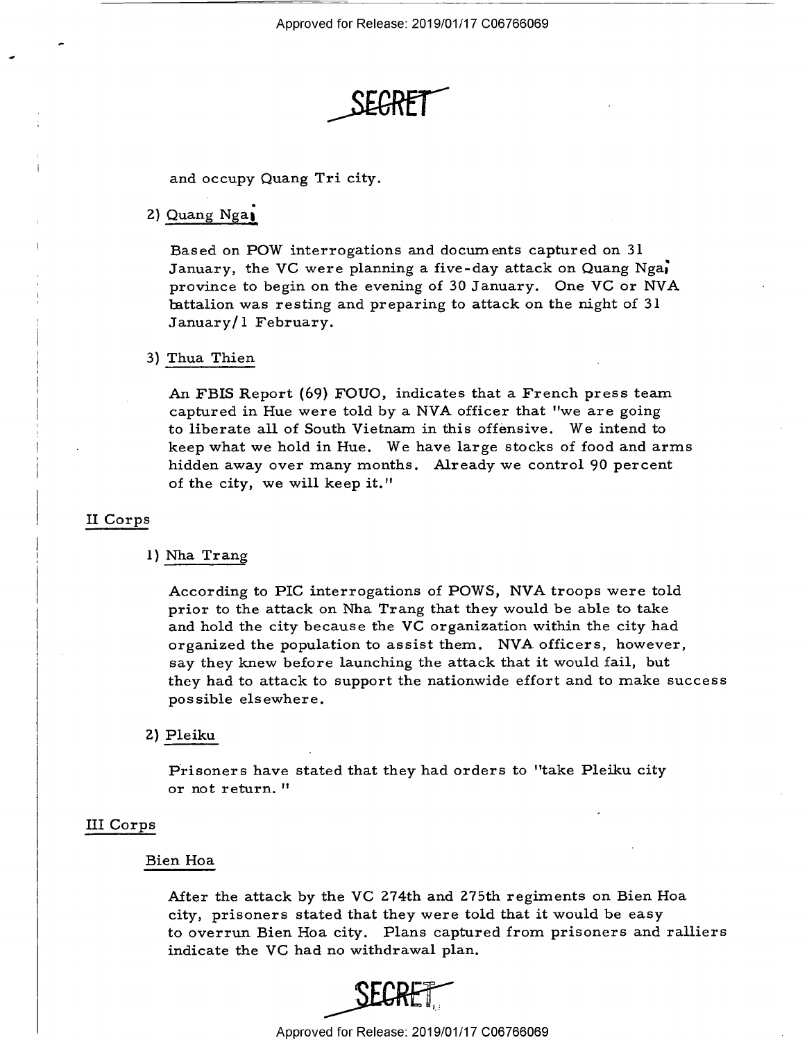SECRET

and occupy Quang Tri city.

2) Quang Ngai

Based on POW interrogations and documents captured on 31 January, the VC were planning a five-day attack on Quang Ngai province to begin on the evening of 30 January. One VC or NVA battalion was resting and preparing to attack on the night of 31 January/1 February.

3) Thua Thien

An FBIS Report (69) FOUO, indicates that a French press team captured in Hue were told by a NVA officer that "we are going to liberate all of South Vietnam in this offensive. We intend to keep what we hold in Hue. We have large stocks of food and arms hidden away over many months. Already we control 90 percent of the city, we will keep it."

## II Corps

1) Nha Trang

According to PIC interrogations of POWS, NVA troops were told prior to the attack on Nha Trang that they would be able to take and hold the city because the VC organization within the city had organized the population to assist them. NVA officers, however, say they knew before launching the attack that it would fail, but they had to attack to support the nationwide effort and to make success possible elsewhere.

2) Pleiku

Prisoners have stated that they had orders to "take Pleiku city or not return."

## III Corps

### Bien Hoa

After the attack by the VC 274th and 275th regiments on Bien Hoa city, prisoners stated that they were told that it would be easy to overrun Bien Hoa city. Plans captured from prisoners and ralliers indicate the VC had no withdrawal plan.

SECRET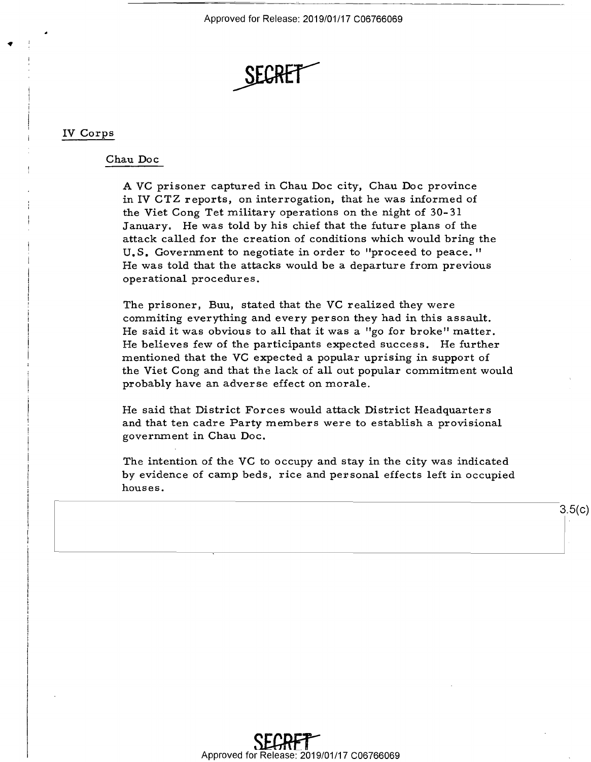SECRET

## IV Corps

### Chau Doc

A VC prisoner captured in Chau Doc city, Chau Doc province in IV CTZ reports, on interrogation, that he was informed of the Viet Cong Tet military operations on the night of 30-31 January. He was told by his chief that the future plans of the attack called for the creation of conditions which would bring the U.S. Government to negotiate in order to "proceed to peace." He was told that the attacks would be a departure from previous operational procedures.

The prisoner, Buu, stated that the VC realized they were commiting everything and every person they had in this assault. He said it was obvious to all that it was a "go for broke" matter. He believes few of the participants expected success. He further mentioned that the VC expected a popular uprising in support of the Viet Cong and that the lack of all out popular commitment would probably have an adverse effect on morale.

He said that District Forces would attack District Headquarters and that ten cadre Party members were to establish a provisional government in Chau Doc.

The intention of the VC to occupy and stay in the city was indicated by evidence of camp beds, rice and personal effects left in occupied houses.

3.5(c)

SECRET